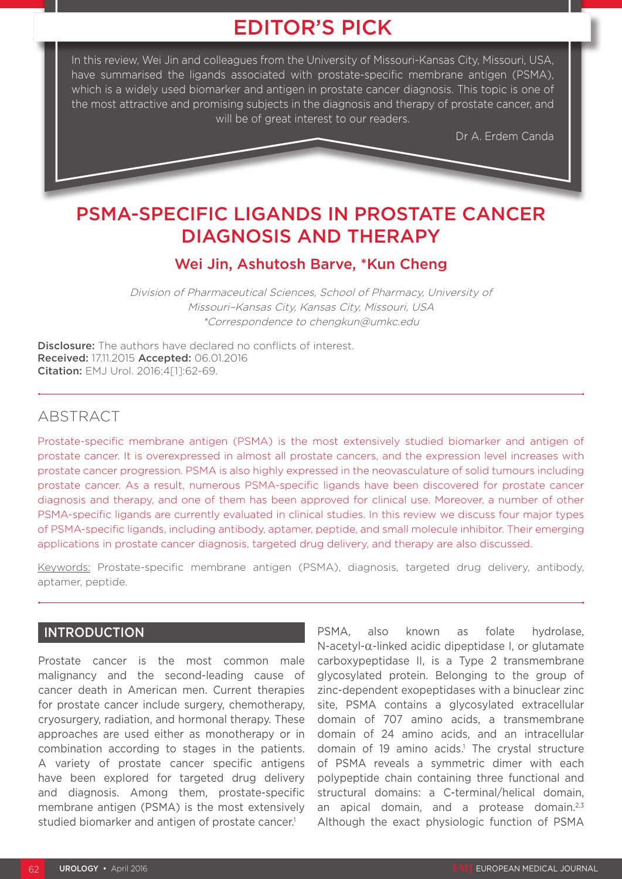## EDITOR'S PICK

In this review, Wei Jin and colleagues from the University of Missouri-Kansas City, Missouri, USA, have summarised the ligands associated with prostate-specific membrane antigen (PSMA), which is a widely used biomarker and antigen in prostate cancer diagnosis. This topic is one of the most attractive and promising subjects in the diagnosis and therapy of prostate cancer, and will be of great interest to our readers.

Dr A. Erdem Canda

# PSMA-SPECIFIC LIGANDS IN PROSTATE CANCER DIAGNOSIS AND THERAPY

**Wei Jin, Ashutosh Barve, *Kun Cheng**

*Division of Pharmaceutical Sciences, School of Pharmacy, University of Missouri–Kansas City, Kansas City, Missouri, USA*
*\*Correspondence to chengkun@umkc.edu*

**Disclosure:** The authors have declared no conflicts of interest.
**Received:** 17.11.2015 **Accepted:** 06.01.2016
**Citation:** EMJ Urol. 2016;4[1]:62-69.

## ABSTRACT

Prostate-specific membrane antigen (PSMA) is the most extensively studied biomarker and antigen of prostate cancer. It is overexpressed in almost all prostate cancers, and the expression level increases with prostate cancer progression. PSMA is also highly expressed in the neovasculature of solid tumours including prostate cancer. As a result, numerous PSMA-specific ligands have been discovered for prostate cancer diagnosis and therapy, and one of them has been approved for clinical use. Moreover, a number of other PSMA-specific ligands are currently evaluated in clinical studies. In this review we discuss four major types of PSMA-specific ligands, including antibody, aptamer, peptide, and small molecule inhibitor. Their emerging applications in prostate cancer diagnosis, targeted drug delivery, and therapy are also discussed.

Keywords: Prostate-specific membrane antigen (PSMA), diagnosis, targeted drug delivery, antibody, aptamer, peptide.

## INTRODUCTION

Prostate cancer is the most common male malignancy and the second-leading cause of cancer death in American men. Current therapies for prostate cancer include surgery, chemotherapy, cryosurgery, radiation, and hormonal therapy. These approaches are used either as monotherapy or in combination according to stages in the patients. A variety of prostate cancer specific antigens have been explored for targeted drug delivery and diagnosis. Among them, prostate-specific membrane antigen (PSMA) is the most extensively studied biomarker and antigen of prostate cancer.[1]

PSMA, also known as folate hydrolase, N-acetyl-$\alpha$-linked acidic dipeptidase I, or glutamate carboxypeptidase II, is a Type 2 transmembrane glycosylated protein. Belonging to the group of zinc-dependent exopeptidases with a binuclear zinc site, PSMA contains a glycosylated extracellular domain of 707 amino acids, a transmembrane domain of 24 amino acids, and an intracellular domain of 19 amino acids.[1] The crystal structure of PSMA reveals a symmetric dimer with each polypeptide chain containing three functional and structural domains: a C-terminal/helical domain, an apical domain, and a protease domain.[2,3] Although the exact physiologic function of PSMA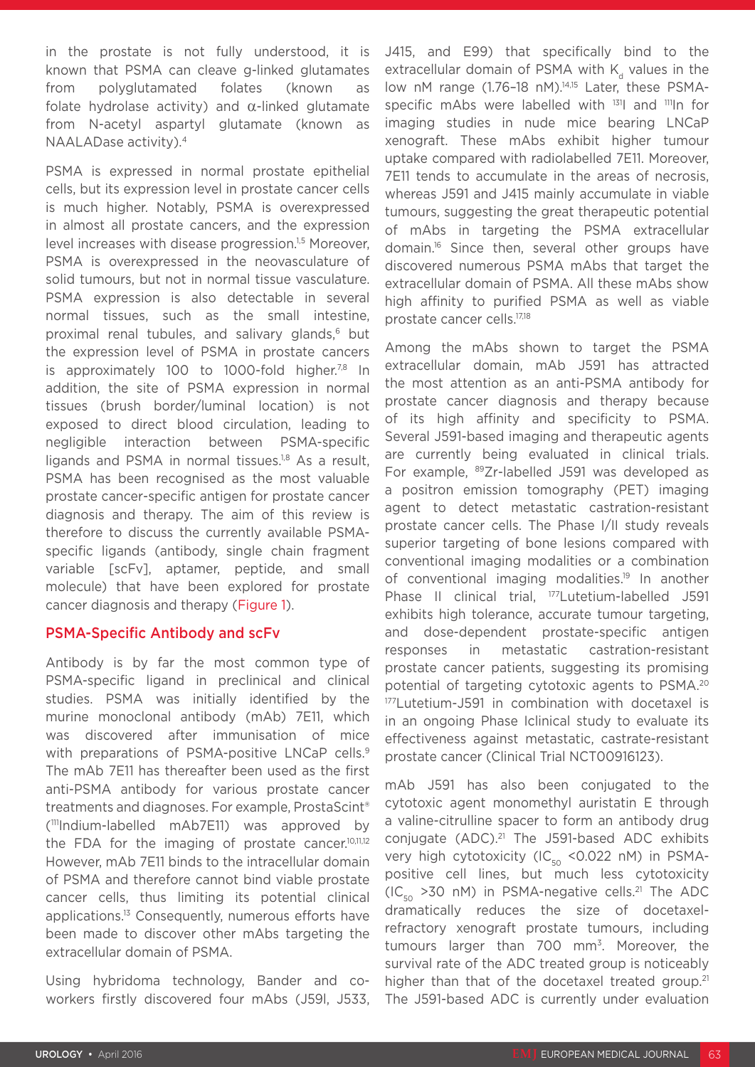in the prostate is not fully understood, it is known that PSMA can cleave g-linked glutamates from polyglutamated folates (known as folate hydrolase activity) and α-linked glutamate from N-acetyl aspartyl glutamate (known as NAALADase activity).[4]

PSMA is expressed in normal prostate epithelial cells, but its expression level in prostate cancer cells is much higher. Notably, PSMA is overexpressed in almost all prostate cancers, and the expression level increases with disease progression.[1,5] Moreover, PSMA is overexpressed in the neovasculature of solid tumours, but not in normal tissue vasculature. PSMA expression is also detectable in several normal tissues, such as the small intestine, proximal renal tubules, and salivary glands,[6] but the expression level of PSMA in prostate cancers is approximately 100 to 1000-fold higher.[7,8] In addition, the site of PSMA expression in normal tissues (brush border/luminal location) is not exposed to direct blood circulation, leading to negligible interaction between PSMA-specific ligands and PSMA in normal tissues.[1,8] As a result, PSMA has been recognised as the most valuable prostate cancer-specific antigen for prostate cancer diagnosis and therapy. The aim of this review is therefore to discuss the currently available PSMA-specific ligands (antibody, single chain fragment variable [scFv], aptamer, peptide, and small molecule) that have been explored for prostate cancer diagnosis and therapy (Figure 1).

## PSMA-Specific Antibody and scFv

Antibody is by far the most common type of PSMA-specific ligand in preclinical and clinical studies. PSMA was initially identified by the murine monoclonal antibody (mAb) 7E11, which was discovered after immunisation of mice with preparations of PSMA-positive LNCaP cells.[9] The mAb 7E11 has thereafter been used as the first anti-PSMA antibody for various prostate cancer treatments and diagnoses. For example, ProstaScint® ($^{111}$Indium-labelled mAb7E11) was approved by the FDA for the imaging of prostate cancer.[10,11,12] However, mAb 7E11 binds to the intracellular domain of PSMA and therefore cannot bind viable prostate cancer cells, thus limiting its potential clinical applications.[13] Consequently, numerous efforts have been made to discover other mAbs targeting the extracellular domain of PSMA.

Using hybridoma technology, Bander and co-workers firstly discovered four mAbs (J59l, J533, J415, and E99) that specifically bind to the extracellular domain of PSMA with $K_d$ values in the low nM range (1.76–18 nM).[14,15] Later, these PSMA-specific mAbs were labelled with $^{131}$I and $^{111}$In for imaging studies in nude mice bearing LNCaP xenograft. These mAbs exhibit higher tumour uptake compared with radiolabelled 7E11. Moreover, 7E11 tends to accumulate in the areas of necrosis, whereas J591 and J415 mainly accumulate in viable tumours, suggesting the great therapeutic potential of mAbs in targeting the PSMA extracellular domain.[16] Since then, several other groups have discovered numerous PSMA mAbs that target the extracellular domain of PSMA. All these mAbs show high affinity to purified PSMA as well as viable prostate cancer cells.[17,18]

Among the mAbs shown to target the PSMA extracellular domain, mAb J591 has attracted the most attention as an anti-PSMA antibody for prostate cancer diagnosis and therapy because of its high affinity and specificity to PSMA. Several J591-based imaging and therapeutic agents are currently being evaluated in clinical trials. For example, $^{89}$Zr-labelled J591 was developed as a positron emission tomography (PET) imaging agent to detect metastatic castration-resistant prostate cancer cells. The Phase I/II study reveals superior targeting of bone lesions compared with conventional imaging modalities or a combination of conventional imaging modalities.[19] In another Phase II clinical trial, $^{177}$Lutetium-labelled J591 exhibits high tolerance, accurate tumour targeting, and dose-dependent prostate-specific antigen responses in metastatic castration-resistant prostate cancer patients, suggesting its promising potential of targeting cytotoxic agents to PSMA.[20] $^{177}$Lutetium-J591 in combination with docetaxel is in an ongoing Phase Iclinical study to evaluate its effectiveness against metastatic, castrate-resistant prostate cancer (Clinical Trial NCT00916123).

mAb J591 has also been conjugated to the cytotoxic agent monomethyl auristatin E through a valine-citrulline spacer to form an antibody drug conjugate (ADC).[21] The J591-based ADC exhibits very high cytotoxicity ($IC_{50}$ <0.022 nM) in PSMA-positive cell lines, but much less cytotoxicity ($IC_{50}$ >30 nM) in PSMA-negative cells.[21] The ADC dramatically reduces the size of docetaxel-refractory xenograft prostate tumours, including tumours larger than 700 mm$^3$. Moreover, the survival rate of the ADC treated group is noticeably higher than that of the docetaxel treated group.[21] The J591-based ADC is currently under evaluation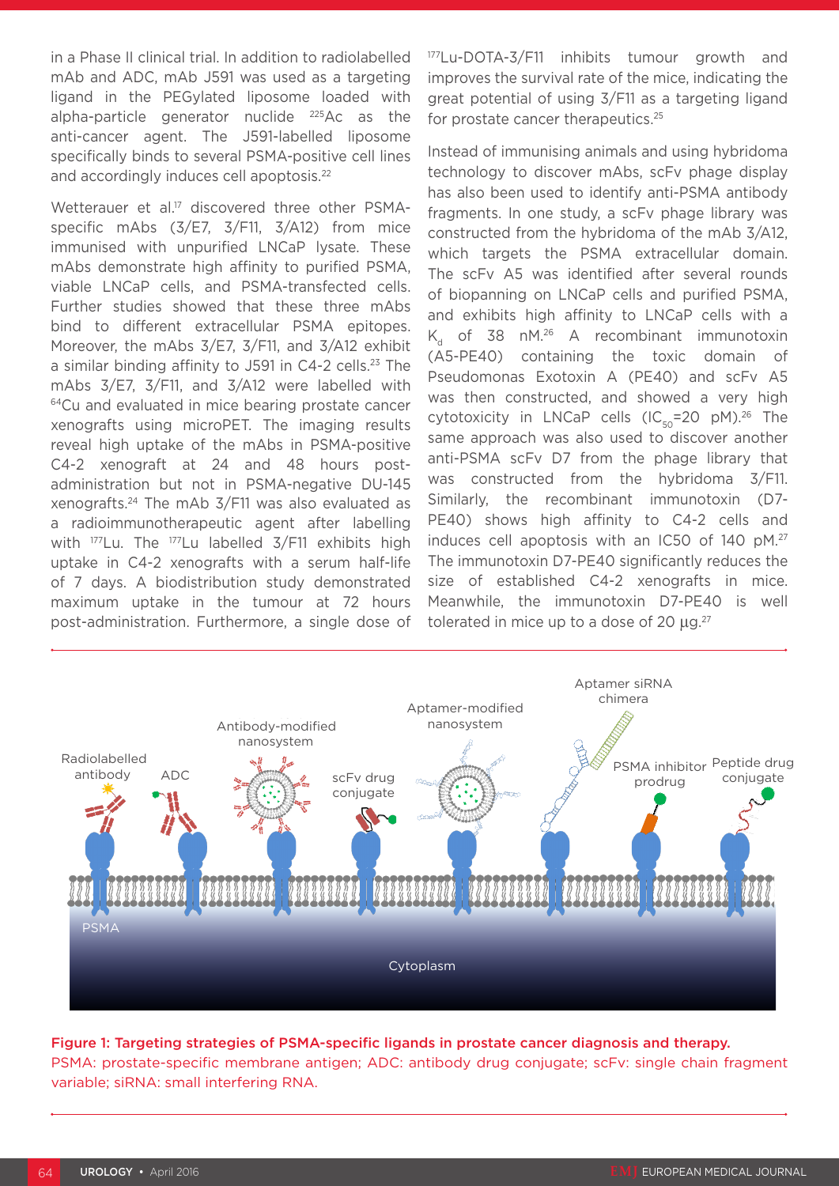in a Phase II clinical trial. In addition to radiolabelled mAb and ADC, mAb J591 was used as a targeting ligand in the PEGylated liposome loaded with alpha-particle generator nuclide $^{225}$Ac as the anti-cancer agent. The J591-labelled liposome specifically binds to several PSMA-positive cell lines and accordingly induces cell apoptosis.[22]

Wetterauer et al.[17] discovered three other PSMA-specific mAbs (3/E7, 3/F11, 3/A12) from mice immunised with unpurified LNCaP lysate. These mAbs demonstrate high affinity to purified PSMA, viable LNCaP cells, and PSMA-transfected cells. Further studies showed that these three mAbs bind to different extracellular PSMA epitopes. Moreover, the mAbs 3/E7, 3/F11, and 3/A12 exhibit a similar binding affinity to J591 in C4-2 cells.[23] The mAbs 3/E7, 3/F11, and 3/A12 were labelled with $^{64}$Cu and evaluated in mice bearing prostate cancer xenografts using microPET. The imaging results reveal high uptake of the mAbs in PSMA-positive C4-2 xenograft at 24 and 48 hours post-administration but not in PSMA-negative DU-145 xenografts.[24] The mAb 3/F11 was also evaluated as a radioimmunotherapeutic agent after labelling with $^{177}$Lu. The $^{177}$Lu labelled 3/F11 exhibits high uptake in C4-2 xenografts with a serum half-life of 7 days. A biodistribution study demonstrated maximum uptake in the tumour at 72 hours post-administration. Furthermore, a single dose of $^{177}$Lu-DOTA-3/F11 inhibits tumour growth and improves the survival rate of the mice, indicating the great potential of using 3/F11 as a targeting ligand for prostate cancer therapeutics.[25]

Instead of immunising animals and using hybridoma technology to discover mAbs, scFv phage display has also been used to identify anti-PSMA antibody fragments. In one study, a scFv phage library was constructed from the hybridoma of the mAb 3/A12, which targets the PSMA extracellular domain. The scFv A5 was identified after several rounds of biopanning on LNCaP cells and purified PSMA, and exhibits high affinity to LNCaP cells with a $K_d$ of 38 nM.[26] A recombinant immunotoxin (A5-PE40) containing the toxic domain of Pseudomonas Exotoxin A (PE40) and scFv A5 was then constructed, and showed a very high cytotoxicity in LNCaP cells ($IC_{50}$=20 pM).[26] The same approach was also used to discover another anti-PSMA scFv D7 from the phage library that was constructed from the hybridoma 3/F11. Similarly, the recombinant immunotoxin (D7-PE40) shows high affinity to C4-2 cells and induces cell apoptosis with an IC50 of 140 pM.[27] The immunotoxin D7-PE40 significantly reduces the size of established C4-2 xenografts in mice. Meanwhile, the immunotoxin D7-PE40 is well tolerated in mice up to a dose of 20 µg.[27]

Radiolabelled antibody
ADC
Antibody-modified nanosystem
scFv drug conjugate
Aptamer-modified nanosystem
Aptamer siRNA chimera
PSMA inhibitor prodrug
Peptide drug conjugate
PSMA
Cytoplasm

**Figure 1: Targeting strategies of PSMA-specific ligands in prostate cancer diagnosis and therapy.**
PSMA: prostate-specific membrane antigen; ADC: antibody drug conjugate; scFv: single chain fragment variable; siRNA: small interfering RNA.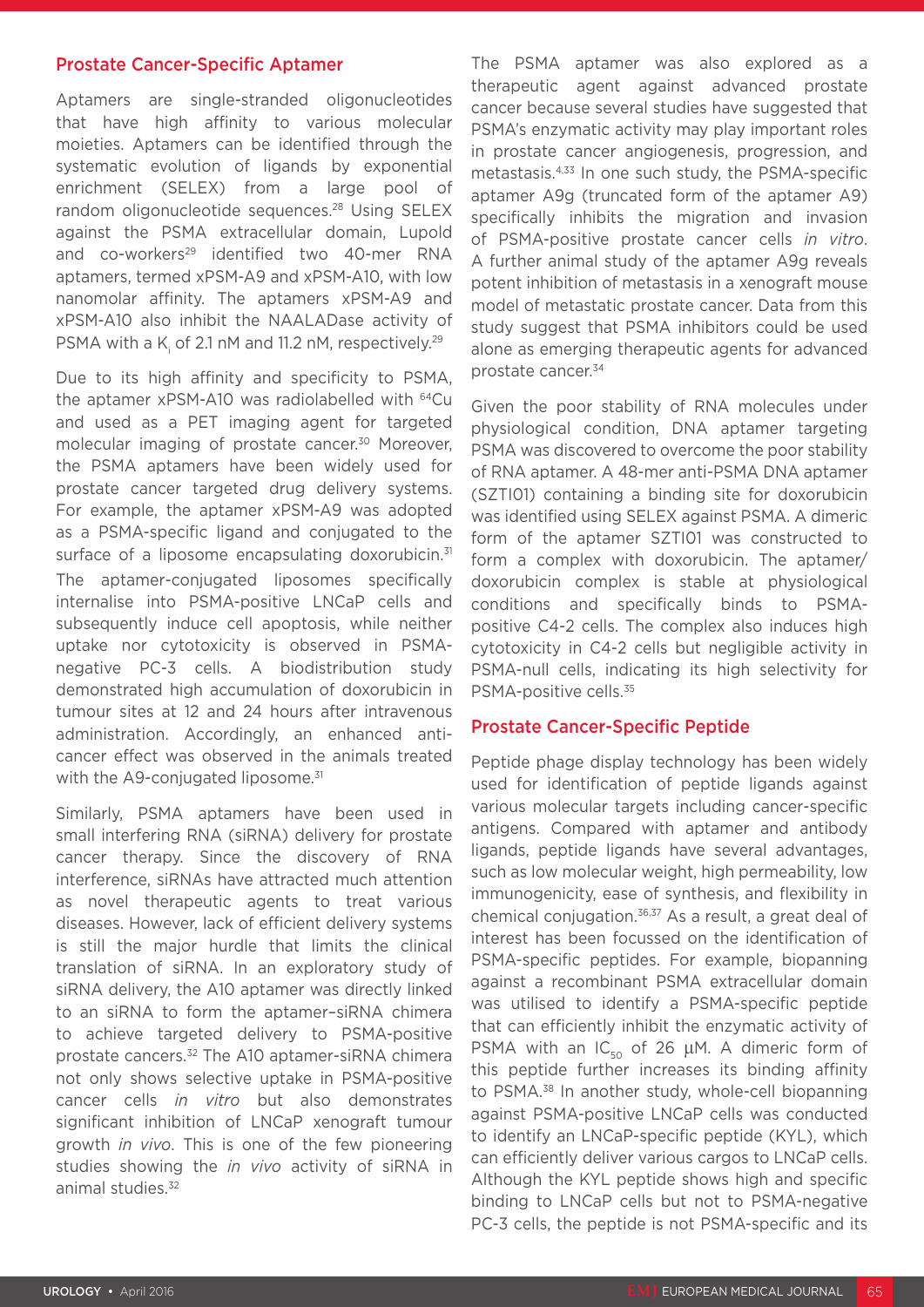## Prostate Cancer-Specific Aptamer

Aptamers are single-stranded oligonucleotides that have high affinity to various molecular moieties. Aptamers can be identified through the systematic evolution of ligands by exponential enrichment (SELEX) from a large pool of random oligonucleotide sequences.[28] Using SELEX against the PSMA extracellular domain, Lupold and co-workers[29] identified two 40-mer RNA aptamers, termed xPSM-A9 and xPSM-A10, with low nanomolar affinity. The aptamers xPSM-A9 and xPSM-A10 also inhibit the NAALADase activity of PSMA with a $K_i$ of 2.1 nM and 11.2 nM, respectively.[29]

Due to its high affinity and specificity to PSMA, the aptamer xPSM-A10 was radiolabelled with $^{64}Cu$ and used as a PET imaging agent for targeted molecular imaging of prostate cancer.[30] Moreover, the PSMA aptamers have been widely used for prostate cancer targeted drug delivery systems. For example, the aptamer xPSM-A9 was adopted as a PSMA-specific ligand and conjugated to the surface of a liposome encapsulating doxorubicin.[31] The aptamer-conjugated liposomes specifically internalise into PSMA-positive LNCaP cells and subsequently induce cell apoptosis, while neither uptake nor cytotoxicity is observed in PSMA-negative PC-3 cells. A biodistribution study demonstrated high accumulation of doxorubicin in tumour sites at 12 and 24 hours after intravenous administration. Accordingly, an enhanced anti-cancer effect was observed in the animals treated with the A9-conjugated liposome.[31]

Similarly, PSMA aptamers have been used in small interfering RNA (siRNA) delivery for prostate cancer therapy. Since the discovery of RNA interference, siRNAs have attracted much attention as novel therapeutic agents to treat various diseases. However, lack of efficient delivery systems is still the major hurdle that limits the clinical translation of siRNA. In an exploratory study of siRNA delivery, the A10 aptamer was directly linked to an siRNA to form the aptamer–siRNA chimera to achieve targeted delivery to PSMA-positive prostate cancers.[32] The A10 aptamer-siRNA chimera not only shows selective uptake in PSMA-positive cancer cells *in vitro* but also demonstrates significant inhibition of LNCaP xenograft tumour growth *in vivo*. This is one of the few pioneering studies showing the *in vivo* activity of siRNA in animal studies.[32]

The PSMA aptamer was also explored as a therapeutic agent against advanced prostate cancer because several studies have suggested that PSMA's enzymatic activity may play important roles in prostate cancer angiogenesis, progression, and metastasis.[4,33] In one such study, the PSMA-specific aptamer A9g (truncated form of the aptamer A9) specifically inhibits the migration and invasion of PSMA-positive prostate cancer cells *in vitro*. A further animal study of the aptamer A9g reveals potent inhibition of metastasis in a xenograft mouse model of metastatic prostate cancer. Data from this study suggest that PSMA inhibitors could be used alone as emerging therapeutic agents for advanced prostate cancer.[34]

Given the poor stability of RNA molecules under physiological condition, DNA aptamer targeting PSMA was discovered to overcome the poor stability of RNA aptamer. A 48-mer anti-PSMA DNA aptamer (SZTI01) containing a binding site for doxorubicin was identified using SELEX against PSMA. A dimeric form of the aptamer SZTI01 was constructed to form a complex with doxorubicin. The aptamer/doxorubicin complex is stable at physiological conditions and specifically binds to PSMA-positive C4-2 cells. The complex also induces high cytotoxicity in C4-2 cells but negligible activity in PSMA-null cells, indicating its high selectivity for PSMA-positive cells.[35]

## Prostate Cancer-Specific Peptide

Peptide phage display technology has been widely used for identification of peptide ligands against various molecular targets including cancer-specific antigens. Compared with aptamer and antibody ligands, peptide ligands have several advantages, such as low molecular weight, high permeability, low immunogenicity, ease of synthesis, and flexibility in chemical conjugation.[36,37] As a result, a great deal of interest has been focussed on the identification of PSMA-specific peptides. For example, biopanning against a recombinant PSMA extracellular domain was utilised to identify a PSMA-specific peptide that can efficiently inhibit the enzymatic activity of PSMA with an $IC_{50}$ of 26 μM. A dimeric form of this peptide further increases its binding affinity to PSMA.[38] In another study, whole-cell biopanning against PSMA-positive LNCaP cells was conducted to identify an LNCaP-specific peptide (KYL), which can efficiently deliver various cargos to LNCaP cells. Although the KYL peptide shows high and specific binding to LNCaP cells but not to PSMA-negative PC-3 cells, the peptide is not PSMA-specific and its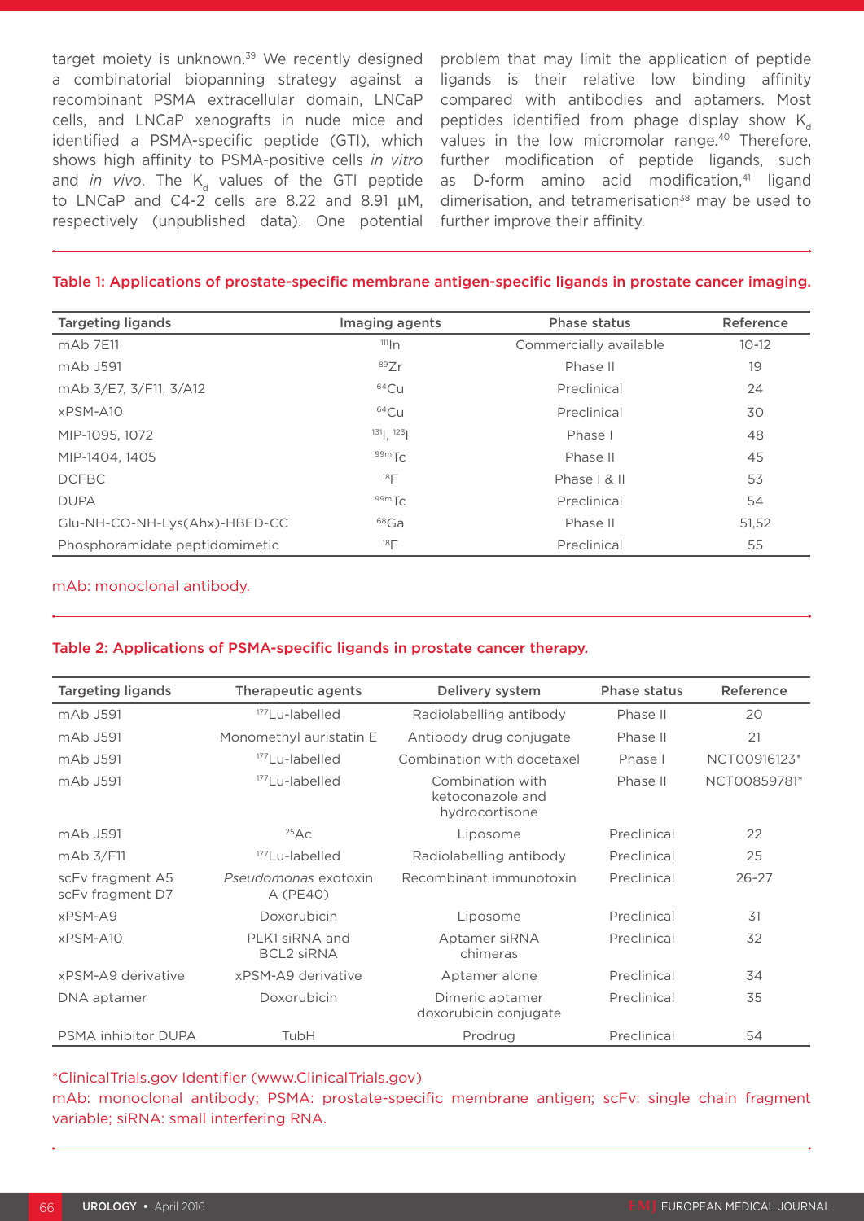target moiety is unknown.[39] We recently designed a combinatorial biopanning strategy against a recombinant PSMA extracellular domain, LNCaP cells, and LNCaP xenografts in nude mice and identified a PSMA-specific peptide (GTI), which shows high affinity to PSMA-positive cells *in vitro* and *in vivo*. The $K_d$ values of the GTI peptide to LNCaP and C4-2 cells are 8.22 and 8.91 μM, respectively (unpublished data). One potential problem that may limit the application of peptide ligands is their relative low binding affinity compared with antibodies and aptamers. Most peptides identified from phage display show $K_d$ values in the low micromolar range.[40] Therefore, further modification of peptide ligands, such as D-form amino acid modification,[41] ligand dimerisation, and tetramerisation[38] may be used to further improve their affinity.

**Table 1: Applications of prostate-specific membrane antigen-specific ligands in prostate cancer imaging.**

| Targeting ligands | Imaging agents | Phase status | Reference |
|---|---|---|---|
| mAb 7E11 | $^{111}$In | Commercially available | 10-12 |
| mAb J591 | $^{89}$Zr | Phase II | 19 |
| mAb 3/E7, 3/F11, 3/A12 | $^{64}$Cu | Preclinical | 24 |
| xPSM-A10 | $^{64}$Cu | Preclinical | 30 |
| MIP-1095, 1072 | $^{131}$I, $^{123}$I | Phase I | 48 |
| MIP-1404, 1405 | $^{99m}$Tc | Phase II | 45 |
| DCFBC | $^{18}$F | Phase I & II | 53 |
| DUPA | $^{99m}$Tc | Preclinical | 54 |
| Glu-NH-CO-NH-Lys(Ahx)-HBED-CC | $^{68}$Ga | Phase II | 51,52 |
| Phosphoramidate peptidomimetic | $^{18}$F | Preclinical | 55 |

mAb: monoclonal antibody.

**Table 2: Applications of PSMA-specific ligands in prostate cancer therapy.**

| Targeting ligands | Therapeutic agents | Delivery system | Phase status | Reference |
|---|---|---|---|---|
| mAb J591 | $^{177}$Lu-labelled | Radiolabelling antibody | Phase II | 20 |
| mAb J591 | Monomethyl auristatin E | Antibody drug conjugate | Phase II | 21 |
| mAb J591 | $^{177}$Lu-labelled | Combination with docetaxel | Phase I | NCT00916123* |
| mAb J591 | $^{177}$Lu-labelled | Combination with ketoconazole and hydrocortisone | Phase II | NCT00859781* |
| mAb J591 | $^{25}$Ac | Liposome | Preclinical | 22 |
| mAb 3/F11 | $^{177}$Lu-labelled | Radiolabelling antibody | Preclinical | 25 |
| scFv fragment A5<br>scFv fragment D7 | *Pseudomonas* exotoxin A (PE40) | Recombinant immunotoxin | Preclinical | 26-27 |
| xPSM-A9 | Doxorubicin | Liposome | Preclinical | 31 |
| xPSM-A10 | PLK1 siRNA and BCL2 siRNA | Aptamer siRNA chimeras | Preclinical | 32 |
| xPSM-A9 derivative | xPSM-A9 derivative | Aptamer alone | Preclinical | 34 |
| DNA aptamer | Doxorubicin | Dimeric aptamer doxorubicin conjugate | Preclinical | 35 |
| PSMA inhibitor DUPA | TubH | Prodrug | Preclinical | 54 |

*ClinicalTrials.gov Identifier (www.ClinicalTrials.gov)
mAb: monoclonal antibody; PSMA: prostate-specific membrane antigen; scFv: single chain fragment variable; siRNA: small interfering RNA.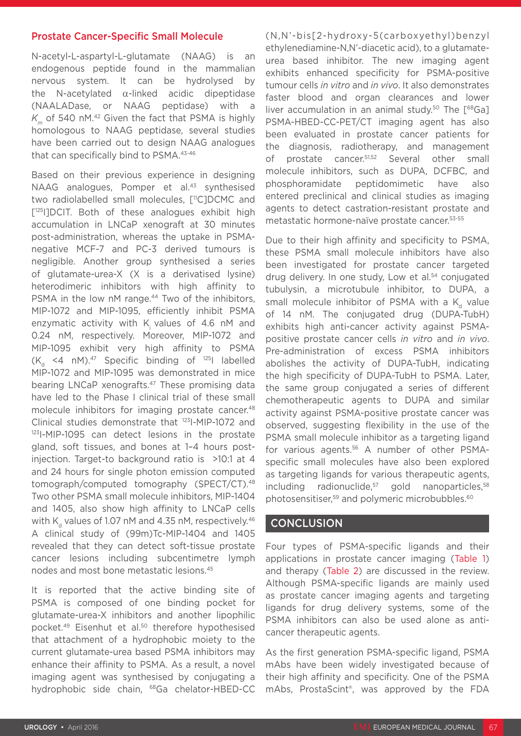### Prostate Cancer-Specific Small Molecule

N-acetyl-L-aspartyl-L-glutamate (NAAG) is an endogenous peptide found in the mammalian nervous system. It can be hydrolysed by the N-acetylated α-linked acidic dipeptidase (NAALADase, or NAAG peptidase) with a $K_m$ of 540 nM.[42] Given the fact that PSMA is highly homologous to NAAG peptidase, several studies have been carried out to design NAAG analogues that can specifically bind to PSMA.[43-46]

Based on their previous experience in designing NAAG analogues, Pomper et al.[43] synthesised two radiolabelled small molecules, [$^{11}$C]DCMC and [$^{125}$I]DCIT. Both of these analogues exhibit high accumulation in LNCaP xenograft at 30 minutes post-administration, whereas the uptake in PSMA-negative MCF-7 and PC-3 derived tumours is negligible. Another group synthesised a series of glutamate-urea-X (X is a derivatised lysine) heterodimeric inhibitors with high affinity to PSMA in the low nM range.[44] Two of the inhibitors, MIP-1072 and MIP-1095, efficiently inhibit PSMA enzymatic activity with $K_i$ values of 4.6 nM and 0.24 nM, respectively. Moreover, MIP-1072 and MIP-1095 exhibit very high affinity to PSMA ($K_d$ <4 nM).[47] Specific binding of $^{125}$I labelled MIP-1072 and MIP-1095 was demonstrated in mice bearing LNCaP xenografts.[47] These promising data have led to the Phase I clinical trial of these small molecule inhibitors for imaging prostate cancer.[48] Clinical studies demonstrate that $^{123}$I-MIP-1072 and $^{123}$I-MIP-1095 can detect lesions in the prostate gland, soft tissues, and bones at 1–4 hours post-injection. Target-to background ratio is >10:1 at 4 and 24 hours for single photon emission computed tomograph/computed tomography (SPECT/CT).[48] Two other PSMA small molecule inhibitors, MIP-1404 and 1405, also show high affinity to LNCaP cells with $K_d$ values of 1.07 nM and 4.35 nM, respectively.[46] A clinical study of (99m)Tc-MIP-1404 and 1405 revealed that they can detect soft-tissue prostate cancer lesions including subcentimetre lymph nodes and most bone metastatic lesions.[45]

It is reported that the active binding site of PSMA is composed of one binding pocket for glutamate-urea-X inhibitors and another lipophilic pocket.[49] Eisenhut et al.[50] therefore hypothesised that attachment of a hydrophobic moiety to the current glutamate-urea based PSMA inhibitors may enhance their affinity to PSMA. As a result, a novel imaging agent was synthesised by conjugating a hydrophobic side chain, $^{68}$Ga chelator-HBED-CC (N,N'-bis[2-hydroxy-5(carboxyethyl)benzyl ethylenediamine-N,N'-diacetic acid), to a glutamate-urea based inhibitor. The new imaging agent exhibits enhanced specificity for PSMA-positive tumour cells *in vitro* and *in vivo*. It also demonstrates faster blood and organ clearances and lower liver accumulation in an animal study.[50] The [$^{68}$Ga] PSMA-HBED-CC-PET/CT imaging agent has also been evaluated in prostate cancer patients for the diagnosis, radiotherapy, and management of prostate cancer.[51,52] Several other small molecule inhibitors, such as DUPA, DCFBC, and phosphoramidate peptidomimetic have also entered preclinical and clinical studies as imaging agents to detect castration-resistant prostate and metastatic hormone-naïve prostate cancer.[53-55]

Due to their high affinity and specificity to PSMA, these PSMA small molecule inhibitors have also been investigated for prostate cancer targeted drug delivery. In one study, Low et al.[54] conjugated tubulysin, a microtubule inhibitor, to DUPA, a small molecule inhibitor of PSMA with a $K_d$ value of 14 nM. The conjugated drug (DUPA-TubH) exhibits high anti-cancer activity against PSMA-positive prostate cancer cells *in vitro* and *in vivo*. Pre-administration of excess PSMA inhibitors abolishes the activity of DUPA-TubH, indicating the high specificity of DUPA-TubH to PSMA. Later, the same group conjugated a series of different chemotherapeutic agents to DUPA and similar activity against PSMA-positive prostate cancer was observed, suggesting flexibility in the use of the PSMA small molecule inhibitor as a targeting ligand for various agents.[56] A number of other PSMA-specific small molecules have also been explored as targeting ligands for various therapeutic agents, including radionuclide,[57] gold nanoparticles,[58] photosensitiser,[59] and polymeric microbubbles.[60]

## CONCLUSION

Four types of PSMA-specific ligands and their applications in prostate cancer imaging (Table 1) and therapy (Table 2) are discussed in the review. Although PSMA-specific ligands are mainly used as prostate cancer imaging agents and targeting ligands for drug delivery systems, some of the PSMA inhibitors can also be used alone as anti-cancer therapeutic agents.

As the first generation PSMA-specific ligand, PSMA mAbs have been widely investigated because of their high affinity and specificity. One of the PSMA mAbs, ProstaScint®, was approved by the FDA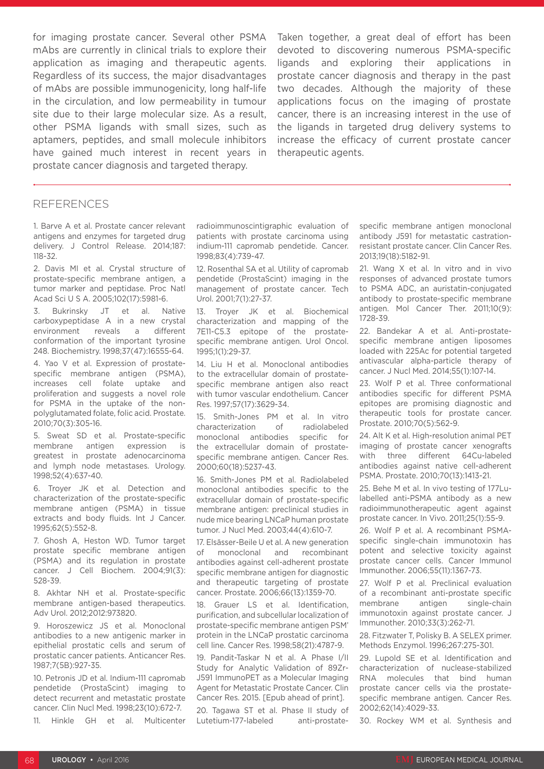for imaging prostate cancer. Several other PSMA mAbs are currently in clinical trials to explore their application as imaging and therapeutic agents. Regardless of its success, the major disadvantages of mAbs are possible immunogenicity, long half-life in the circulation, and low permeability in tumour site due to their large molecular size. As a result, other PSMA ligands with small sizes, such as aptamers, peptides, and small molecule inhibitors have gained much interest in recent years in prostate cancer diagnosis and targeted therapy.

Taken together, a great deal of effort has been devoted to discovering numerous PSMA-specific ligands and exploring their applications in prostate cancer diagnosis and therapy in the past two decades. Although the majority of these applications focus on the imaging of prostate cancer, there is an increasing interest in the use of the ligands in targeted drug delivery systems to increase the efficacy of current prostate cancer therapeutic agents.

## REFERENCES

1. Barve A et al. Prostate cancer relevant antigens and enzymes for targeted drug delivery. J Control Release. 2014;187:118-32.
2. Davis MI et al. Crystal structure of prostate-specific membrane antigen, a tumor marker and peptidase. Proc Natl Acad Sci U S A. 2005;102(17):5981-6.
3. Bukrinsky JT et al. Native carboxypeptidase A in a new crystal environment reveals a different conformation of the important tyrosine 248. Biochemistry. 1998;37(47):16555-64.
4. Yao V et al. Expression of prostate-specific membrane antigen (PSMA), increases cell folate uptake and proliferation and suggests a novel role for PSMA in the uptake of the non-polyglutamated folate, folic acid. Prostate. 2010;70(3):305-16.
5. Sweat SD et al. Prostate-specific membrane antigen expression is greatest in prostate adenocarcinoma and lymph node metastases. Urology. 1998;52(4):637-40.
6. Troyer JK et al. Detection and characterization of the prostate-specific membrane antigen (PSMA) in tissue extracts and body fluids. Int J Cancer. 1995;62(5):552-8.
7. Ghosh A, Heston WD. Tumor target prostate specific membrane antigen (PSMA) and its regulation in prostate cancer. J Cell Biochem. 2004;91(3):528-39.
8. Akhtar NH et al. Prostate-specific membrane antigen-based therapeutics. Adv Urol. 2012;2012:973820.
9. Horoszewicz JS et al. Monoclonal antibodies to a new antigenic marker in epithelial prostatic cells and serum of prostatic cancer patients. Anticancer Res. 1987;7(5B):927-35.
10. Petronis JD et al. Indium-111 capromab pendetide (ProstaScint) imaging to detect recurrent and metastatic prostate cancer. Clin Nucl Med. 1998;23(10):672-7.
11. Hinkle GH et al. Multicenter radioimmunoscintigraphic evaluation of patients with prostate carcinoma using indium-111 capromab pendetide. Cancer. 1998;83(4):739-47.
12. Rosenthal SA et al. Utility of capromab pendetide (ProstaScint) imaging in the management of prostate cancer. Tech Urol. 2001;7(1):27-37.
13. Troyer JK et al. Biochemical characterization and mapping of the 7E11-C5.3 epitope of the prostate-specific membrane antigen. Urol Oncol. 1995;1(1):29-37.
14. Liu H et al. Monoclonal antibodies to the extracellular domain of prostate-specific membrane antigen also react with tumor vascular endothelium. Cancer Res. 1997;57(17):3629-34.
15. Smith-Jones PM et al. In vitro characterization of radiolabeled monoclonal antibodies specific for the extracellular domain of prostate-specific membrane antigen. Cancer Res. 2000;60(18):5237-43.
16. Smith-Jones PM et al. Radiolabeled monoclonal antibodies specific to the extracellular domain of prostate-specific membrane antigen: preclinical studies in nude mice bearing LNCaP human prostate tumor. J Nucl Med. 2003;44(4):610-7.
17. Elsässer-Beile U et al. A new generation of monoclonal and recombinant antibodies against cell-adherent prostate specific membrane antigen for diagnostic and therapeutic targeting of prostate cancer. Prostate. 2006;66(13):1359-70.
18. Grauer LS et al. Identification, purification, and subcellular localization of prostate-specific membrane antigen PSM' protein in the LNCaP prostatic carcinoma cell line. Cancer Res. 1998;58(21):4787-9.
19. Pandit-Taskar N et al. A Phase I/II Study for Analytic Validation of 89Zr-J591 ImmunoPET as a Molecular Imaging Agent for Metastatic Prostate Cancer. Clin Cancer Res. 2015. [Epub ahead of print].
20. Tagawa ST et al. Phase II study of Lutetium-177-labeled anti-prostate-specific membrane antigen monoclonal antibody J591 for metastatic castration-resistant prostate cancer. Clin Cancer Res. 2013;19(18):5182-91.
21. Wang X et al. In vitro and in vivo responses of advanced prostate tumors to PSMA ADC, an auristatin-conjugated antibody to prostate-specific membrane antigen. Mol Cancer Ther. 2011;10(9):1728-39.
22. Bandekar A et al. Anti-prostate-specific membrane antigen liposomes loaded with 225Ac for potential targeted antivascular alpha-particle therapy of cancer. J Nucl Med. 2014;55(1):107-14.
23. Wolf P et al. Three conformational antibodies specific for different PSMA epitopes are promising diagnostic and therapeutic tools for prostate cancer. Prostate. 2010;70(5):562-9.
24. Alt K et al. High-resolution animal PET imaging of prostate cancer xenografts with three different 64Cu-labeled antibodies against native cell-adherent PSMA. Prostate. 2010;70(13):1413-21.
25. Behe M et al. In vivo testing of 177Lu-labelled anti-PSMA antibody as a new radioimmunotherapeutic agent against prostate cancer. In Vivo. 2011;25(1):55-9.
26. Wolf P et al. A recombinant PSMA-specific single-chain immunotoxin has potent and selective toxicity against prostate cancer cells. Cancer Immunol Immunother. 2006;55(11):1367-73.
27. Wolf P et al. Preclinical evaluation of a recombinant anti-prostate specific membrane antigen single-chain immunotoxin against prostate cancer. J Immunother. 2010;33(3):262-71.
28. Fitzwater T, Polisky B. A SELEX primer. Methods Enzymol. 1996;267:275-301.
29. Lupold SE et al. Identification and characterization of nuclease-stabilized RNA molecules that bind human prostate cancer cells via the prostate-specific membrane antigen. Cancer Res. 2002;62(14):4029-33.
30. Rockey WM et al. Synthesis and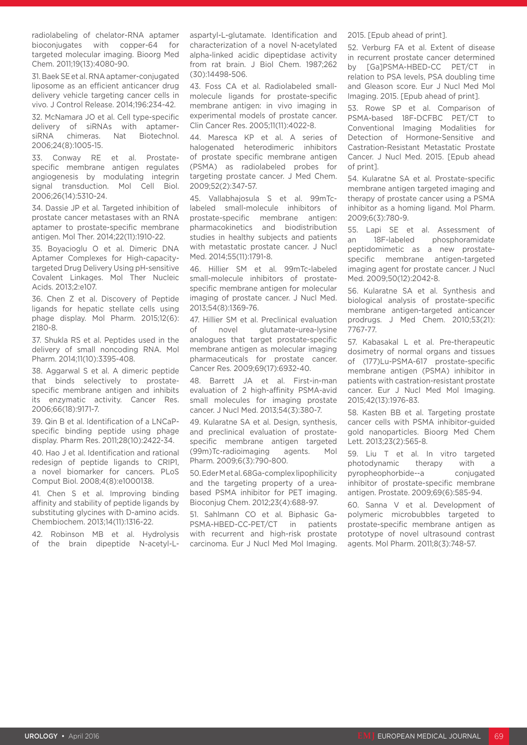radiolabeling of chelator-RNA aptamer bioconjugates with copper-64 for targeted molecular imaging. Bioorg Med Chem. 2011;19(13):4080-90.

31. Baek SE et al. RNA aptamer-conjugated liposome as an efficient anticancer drug delivery vehicle targeting cancer cells in vivo. J Control Release. 2014;196:234-42.

32. McNamara JO et al. Cell type-specific delivery of siRNAs with aptamer-siRNA chimeras. Nat Biotechnol. 2006;24(8):1005-15.

33. Conway RE et al. Prostate-specific membrane antigen regulates angiogenesis by modulating integrin signal transduction. Mol Cell Biol. 2006;26(14):5310-24.

34. Dassie JP et al. Targeted inhibition of prostate cancer metastases with an RNA aptamer to prostate-specific membrane antigen. Mol Ther. 2014;22(11):1910-22.

35. Boyacioglu O et al. Dimeric DNA Aptamer Complexes for High-capacity-targeted Drug Delivery Using pH-sensitive Covalent Linkages. Mol Ther Nucleic Acids. 2013;2:e107.

36. Chen Z et al. Discovery of Peptide ligands for hepatic stellate cells using phage display. Mol Pharm. 2015;12(6):2180-8.

37. Shukla RS et al. Peptides used in the delivery of small noncoding RNA. Mol Pharm. 2014;11(10):3395-408.

38. Aggarwal S et al. A dimeric peptide that binds selectively to prostate-specific membrane antigen and inhibits its enzymatic activity. Cancer Res. 2006;66(18):9171-7.

39. Qin B et al. Identification of a LNCaP-specific binding peptide using phage display. Pharm Res. 2011;28(10):2422-34.

40. Hao J et al. Identification and rational redesign of peptide ligands to CRIP1, a novel biomarker for cancers. PLoS Comput Biol. 2008;4(8):e1000138.

41. Chen S et al. Improving binding affinity and stability of peptide ligands by substituting glycines with D-amino acids. Chembiochem. 2013;14(11):1316-22.

42. Robinson MB et al. Hydrolysis of the brain dipeptide N-acetyl-L-aspartyl-L-glutamate. Identification and characterization of a novel N-acetylated alpha-linked acidic dipeptidase activity from rat brain. J Biol Chem. 1987;262(30):14498-506.

43. Foss CA et al. Radiolabeled small-molecule ligands for prostate-specific membrane antigen: in vivo imaging in experimental models of prostate cancer. Clin Cancer Res. 2005;11(11):4022-8.

44. Maresca KP et al. A series of halogenated heterodimeric inhibitors of prostate specific membrane antigen (PSMA) as radiolabeled probes for targeting prostate cancer. J Med Chem. 2009;52(2):347-57.

45. Vallabhajosula S et al. 99mTc-labeled small-molecule inhibitors of prostate-specific membrane antigen: pharmacokinetics and biodistribution studies in healthy subjects and patients with metastatic prostate cancer. J Nucl Med. 2014;55(11):1791-8.

46. Hillier SM et al. 99mTc-labeled small-molecule inhibitors of prostate-specific membrane antigen for molecular imaging of prostate cancer. J Nucl Med. 2013;54(8):1369-76.

47. Hillier SM et al. Preclinical evaluation of novel glutamate-urea-lysine analogues that target prostate-specific membrane antigen as molecular imaging pharmaceuticals for prostate cancer. Cancer Res. 2009;69(17):6932-40.

48. Barrett JA et al. First-in-man evaluation of 2 high-affinity PSMA-avid small molecules for imaging prostate cancer. J Nucl Med. 2013;54(3):380-7.

49. Kularatne SA et al. Design, synthesis, and preclinical evaluation of prostate-specific membrane antigen targeted (99m)Tc-radioimaging agents. Mol Pharm. 2009;6(3):790-800.

50. Eder M et al. 68Ga-complex lipophilicity and the targeting property of a urea-based PSMA inhibitor for PET imaging. Bioconjug Chem. 2012;23(4):688-97.

51. Sahlmann CO et al. Biphasic Ga-PSMA-HBED-CC-PET/CT in patients with recurrent and high-risk prostate carcinoma. Eur J Nucl Med Mol Imaging. 2015. [Epub ahead of print].

52. Verburg FA et al. Extent of disease in recurrent prostate cancer determined by [Ga]PSMA-HBED-CC PET/CT in relation to PSA levels, PSA doubling time and Gleason score. Eur J Nucl Med Mol Imaging. 2015. [Epub ahead of print].

53. Rowe SP et al. Comparison of PSMA-based 18F-DCFBC PET/CT to Conventional Imaging Modalities for Detection of Hormone-Sensitive and Castration-Resistant Metastatic Prostate Cancer. J Nucl Med. 2015. [Epub ahead of print].

54. Kularatne SA et al. Prostate-specific membrane antigen targeted imaging and therapy of prostate cancer using a PSMA inhibitor as a homing ligand. Mol Pharm. 2009;6(3):780-9.

55. Lapi SE et al. Assessment of an 18F-labeled phosphoramidate peptidomimetic as a new prostate-specific membrane antigen-targeted imaging agent for prostate cancer. J Nucl Med. 2009;50(12):2042-8.

56. Kularatne SA et al. Synthesis and biological analysis of prostate-specific membrane antigen-targeted anticancer prodrugs. J Med Chem. 2010;53(21):7767-77.

57. Kabasakal L et al. Pre-therapeutic dosimetry of normal organs and tissues of (177)Lu-PSMA-617 prostate-specific membrane antigen (PSMA) inhibitor in patients with castration-resistant prostate cancer. Eur J Nucl Med Mol Imaging. 2015;42(13):1976-83.

58. Kasten BB et al. Targeting prostate cancer cells with PSMA inhibitor-guided gold nanoparticles. Bioorg Med Chem Lett. 2013;23(2):565-8.

59. Liu T et al. In vitro targeted photodynamic therapy with a pyropheophorbide--a conjugated inhibitor of prostate-specific membrane antigen. Prostate. 2009;69(6):585-94.

60. Sanna V et al. Development of polymeric microbubbles targeted to prostate-specific membrane antigen as prototype of novel ultrasound contrast agents. Mol Pharm. 2011;8(3):748-57.